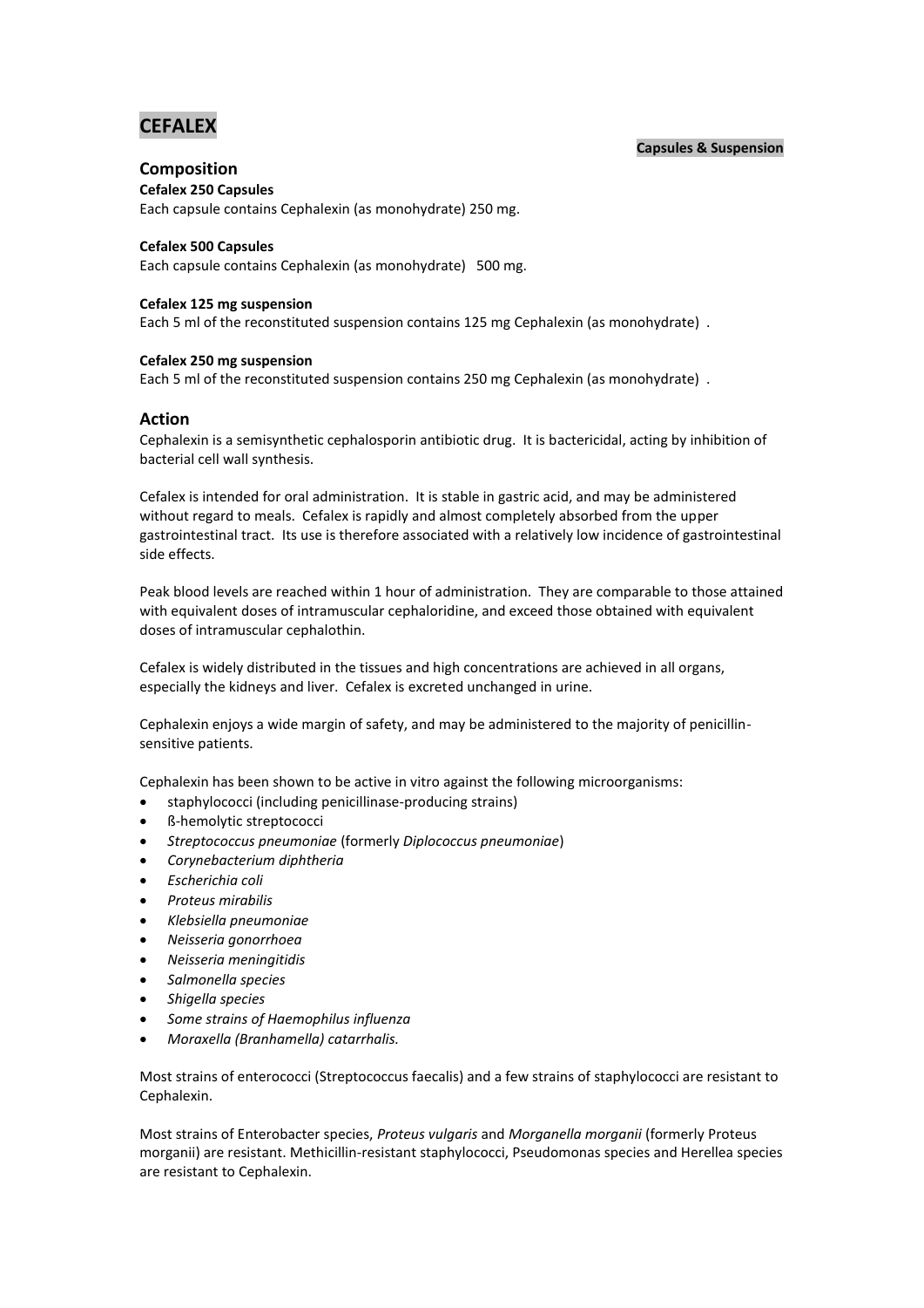# CEFALEX

**Capsules & Suspension**

## Composition

**Cefalex 250 Capsules**
Each capsule contains Cephalexin (as monohydrate) 250 mg.

**Cefalex 500 Capsules**
Each capsule contains Cephalexin (as monohydrate) 500 mg.

**Cefalex 125 mg suspension**
Each 5 ml of the reconstituted suspension contains 125 mg Cephalexin (as monohydrate) .

**Cefalex 250 mg suspension**
Each 5 ml of the reconstituted suspension contains 250 mg Cephalexin (as monohydrate) .

## Action

Cephalexin is a semisynthetic cephalosporin antibiotic drug. It is bactericidal, acting by inhibition of bacterial cell wall synthesis.

Cefalex is intended for oral administration. It is stable in gastric acid, and may be administered without regard to meals. Cefalex is rapidly and almost completely absorbed from the upper gastrointestinal tract. Its use is therefore associated with a relatively low incidence of gastrointestinal side effects.

Peak blood levels are reached within 1 hour of administration. They are comparable to those attained with equivalent doses of intramuscular cephaloridine, and exceed those obtained with equivalent doses of intramuscular cephalothin.

Cefalex is widely distributed in the tissues and high concentrations are achieved in all organs, especially the kidneys and liver. Cefalex is excreted unchanged in urine.

Cephalexin enjoys a wide margin of safety, and may be administered to the majority of penicillin-sensitive patients.

Cephalexin has been shown to be active in vitro against the following microorganisms:

- staphylococci (including penicillinase-producing strains)
- ß-hemolytic streptococci
- *Streptococcus pneumoniae* (formerly *Diplococcus pneumoniae*)
- *Corynebacterium diphtheria*
- *Escherichia coli*
- *Proteus mirabilis*
- *Klebsiella pneumoniae*
- *Neisseria gonorrhoea*
- *Neisseria meningitidis*
- *Salmonella species*
- *Shigella species*
- *Some strains of Haemophilus influenza*
- *Moraxella (Branhamella) catarrhalis.*

Most strains of enterococci (Streptococcus faecalis) and a few strains of staphylococci are resistant to Cephalexin.

Most strains of Enterobacter species, *Proteus vulgaris* and *Morganella morganii* (formerly Proteus morganii) are resistant. Methicillin-resistant staphylococci, Pseudomonas species and Herellea species are resistant to Cephalexin.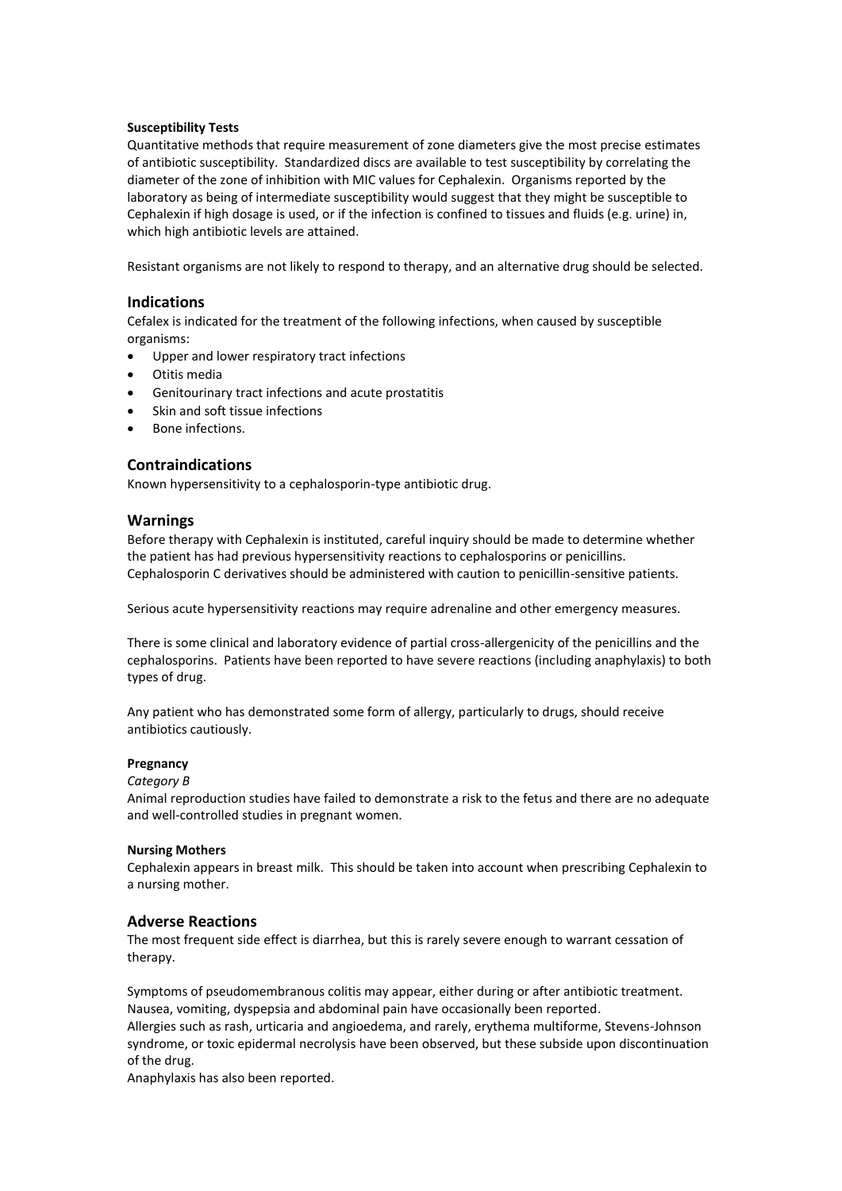#### Susceptibility Tests

Quantitative methods that require measurement of zone diameters give the most precise estimates of antibiotic susceptibility. Standardized discs are available to test susceptibility by correlating the diameter of the zone of inhibition with MIC values for Cephalexin. Organisms reported by the laboratory as being of intermediate susceptibility would suggest that they might be susceptible to Cephalexin if high dosage is used, or if the infection is confined to tissues and fluids (e.g. urine) in, which high antibiotic levels are attained.

Resistant organisms are not likely to respond to therapy, and an alternative drug should be selected.

## Indications

Cefalex is indicated for the treatment of the following infections, when caused by susceptible organisms:

- Upper and lower respiratory tract infections
- Otitis media
- Genitourinary tract infections and acute prostatitis
- Skin and soft tissue infections
- Bone infections.

## Contraindications

Known hypersensitivity to a cephalosporin-type antibiotic drug.

## Warnings

Before therapy with Cephalexin is instituted, careful inquiry should be made to determine whether the patient has had previous hypersensitivity reactions to cephalosporins or penicillins. Cephalosporin C derivatives should be administered with caution to penicillin-sensitive patients.

Serious acute hypersensitivity reactions may require adrenaline and other emergency measures.

There is some clinical and laboratory evidence of partial cross-allergenicity of the penicillins and the cephalosporins. Patients have been reported to have severe reactions (including anaphylaxis) to both types of drug.

Any patient who has demonstrated some form of allergy, particularly to drugs, should receive antibiotics cautiously.

#### Pregnancy

*Category B*

Animal reproduction studies have failed to demonstrate a risk to the fetus and there are no adequate and well-controlled studies in pregnant women.

#### Nursing Mothers

Cephalexin appears in breast milk. This should be taken into account when prescribing Cephalexin to a nursing mother.

## Adverse Reactions

The most frequent side effect is diarrhea, but this is rarely severe enough to warrant cessation of therapy.

Symptoms of pseudomembranous colitis may appear, either during or after antibiotic treatment.
Nausea, vomiting, dyspepsia and abdominal pain have occasionally been reported.
Allergies such as rash, urticaria and angioedema, and rarely, erythema multiforme, Stevens-Johnson syndrome, or toxic epidermal necrolysis have been observed, but these subside upon discontinuation of the drug.
Anaphylaxis has also been reported.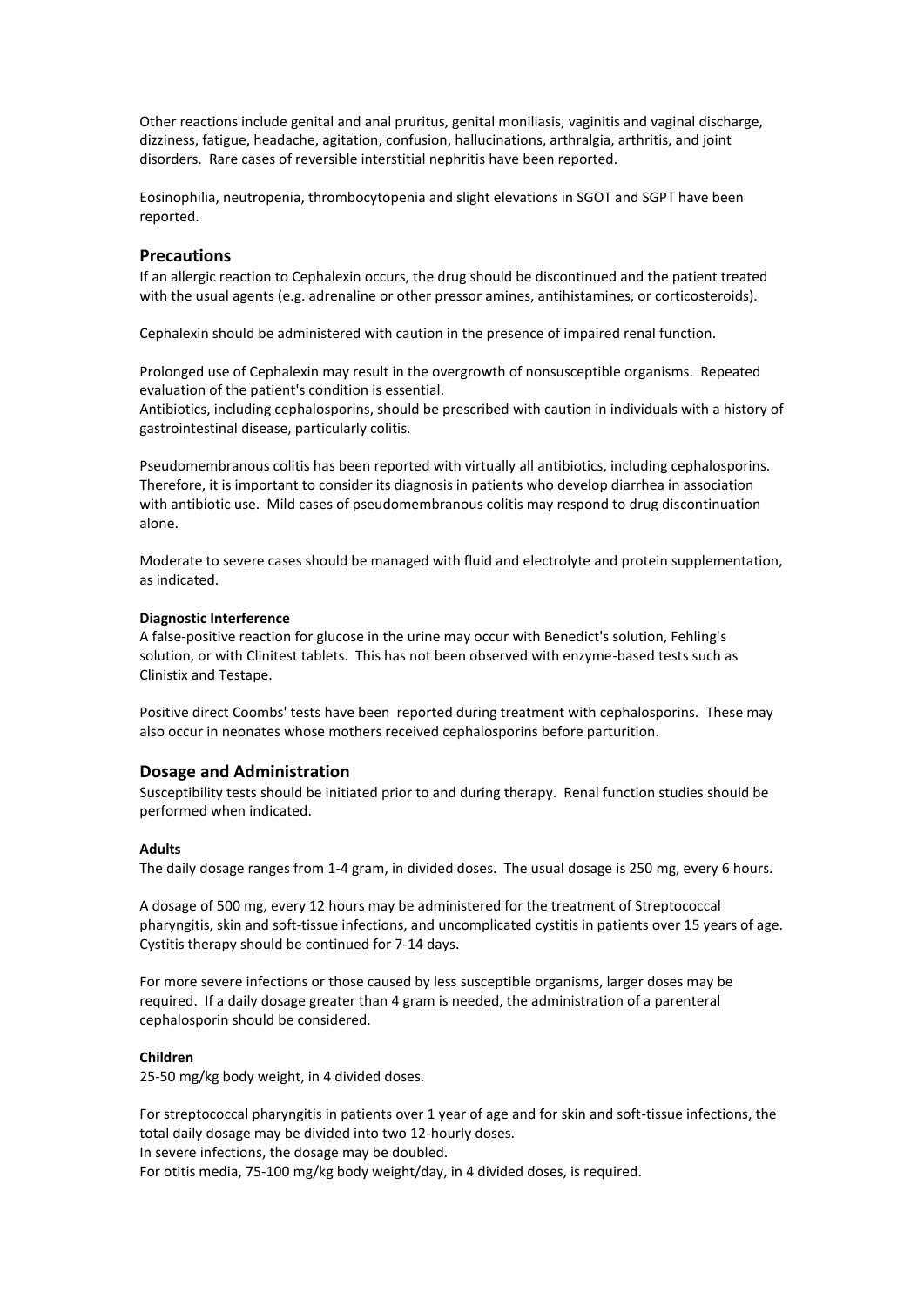Other reactions include genital and anal pruritus, genital moniliasis, vaginitis and vaginal discharge, dizziness, fatigue, headache, agitation, confusion, hallucinations, arthralgia, arthritis, and joint disorders. Rare cases of reversible interstitial nephritis have been reported.

Eosinophilia, neutropenia, thrombocytopenia and slight elevations in SGOT and SGPT have been reported.

## Precautions

If an allergic reaction to Cephalexin occurs, the drug should be discontinued and the patient treated with the usual agents (e.g. adrenaline or other pressor amines, antihistamines, or corticosteroids).

Cephalexin should be administered with caution in the presence of impaired renal function.

Prolonged use of Cephalexin may result in the overgrowth of nonsusceptible organisms. Repeated evaluation of the patient's condition is essential.
Antibiotics, including cephalosporins, should be prescribed with caution in individuals with a history of gastrointestinal disease, particularly colitis.

Pseudomembranous colitis has been reported with virtually all antibiotics, including cephalosporins. Therefore, it is important to consider its diagnosis in patients who develop diarrhea in association with antibiotic use. Mild cases of pseudomembranous colitis may respond to drug discontinuation alone.

Moderate to severe cases should be managed with fluid and electrolyte and protein supplementation, as indicated.

### Diagnostic Interference

A false-positive reaction for glucose in the urine may occur with Benedict's solution, Fehling's solution, or with Clinitest tablets. This has not been observed with enzyme-based tests such as Clinistix and Testape.

Positive direct Coombs' tests have been reported during treatment with cephalosporins. These may also occur in neonates whose mothers received cephalosporins before parturition.

## Dosage and Administration

Susceptibility tests should be initiated prior to and during therapy. Renal function studies should be performed when indicated.

### Adults

The daily dosage ranges from 1-4 gram, in divided doses. The usual dosage is 250 mg, every 6 hours.

A dosage of 500 mg, every 12 hours may be administered for the treatment of Streptococcal pharyngitis, skin and soft-tissue infections, and uncomplicated cystitis in patients over 15 years of age. Cystitis therapy should be continued for 7-14 days.

For more severe infections or those caused by less susceptible organisms, larger doses may be required. If a daily dosage greater than 4 gram is needed, the administration of a parenteral cephalosporin should be considered.

### Children

25-50 mg/kg body weight, in 4 divided doses.

For streptococcal pharyngitis in patients over 1 year of age and for skin and soft-tissue infections, the total daily dosage may be divided into two 12-hourly doses.
In severe infections, the dosage may be doubled.
For otitis media, 75-100 mg/kg body weight/day, in 4 divided doses, is required.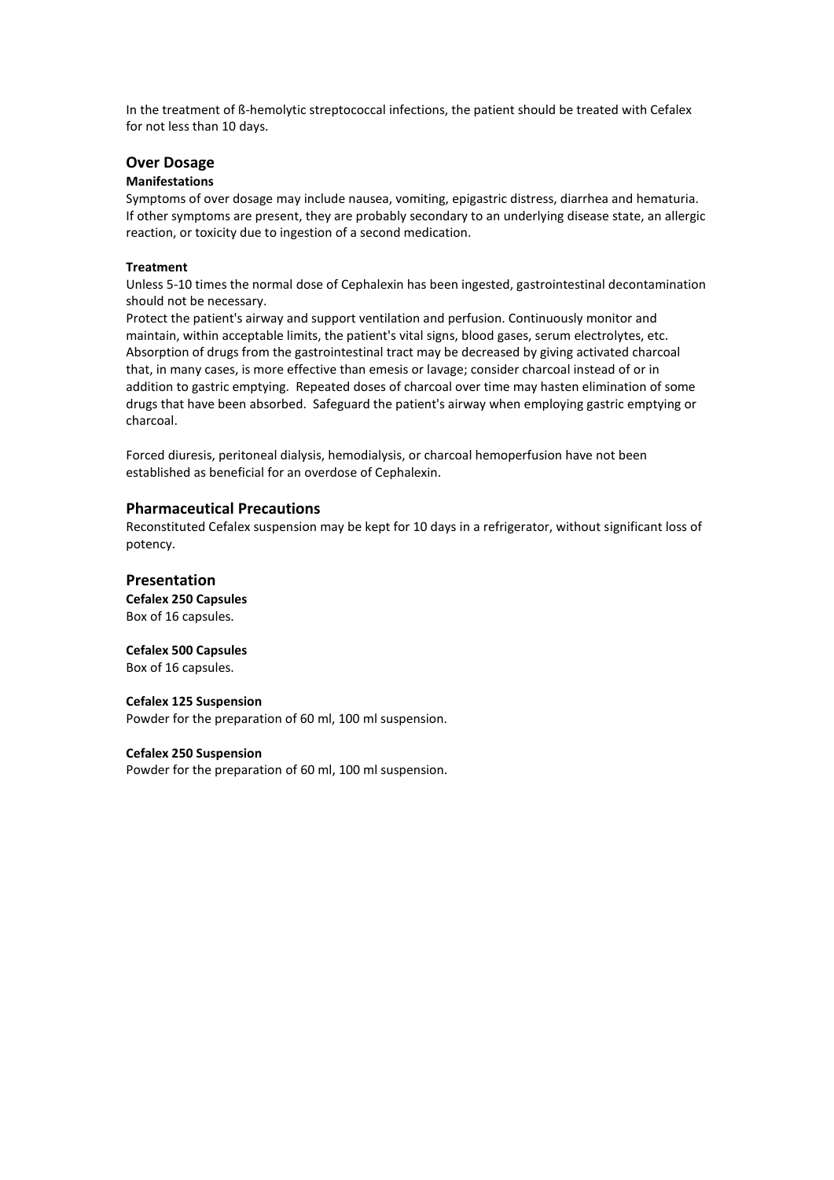In the treatment of ß-hemolytic streptococcal infections, the patient should be treated with Cefalex for not less than 10 days.

## Over Dosage

**Manifestations**

Symptoms of over dosage may include nausea, vomiting, epigastric distress, diarrhea and hematuria. If other symptoms are present, they are probably secondary to an underlying disease state, an allergic reaction, or toxicity due to ingestion of a second medication.

**Treatment**

Unless 5-10 times the normal dose of Cephalexin has been ingested, gastrointestinal decontamination should not be necessary.

Protect the patient's airway and support ventilation and perfusion. Continuously monitor and maintain, within acceptable limits, the patient's vital signs, blood gases, serum electrolytes, etc. Absorption of drugs from the gastrointestinal tract may be decreased by giving activated charcoal that, in many cases, is more effective than emesis or lavage; consider charcoal instead of or in addition to gastric emptying. Repeated doses of charcoal over time may hasten elimination of some drugs that have been absorbed. Safeguard the patient's airway when employing gastric emptying or charcoal.

Forced diuresis, peritoneal dialysis, hemodialysis, or charcoal hemoperfusion have not been established as beneficial for an overdose of Cephalexin.

## Pharmaceutical Precautions

Reconstituted Cefalex suspension may be kept for 10 days in a refrigerator, without significant loss of potency.

## Presentation

**Cefalex 250 Capsules**
Box of 16 capsules.

**Cefalex 500 Capsules**
Box of 16 capsules.

**Cefalex 125 Suspension**
Powder for the preparation of 60 ml, 100 ml suspension.

**Cefalex 250 Suspension**
Powder for the preparation of 60 ml, 100 ml suspension.